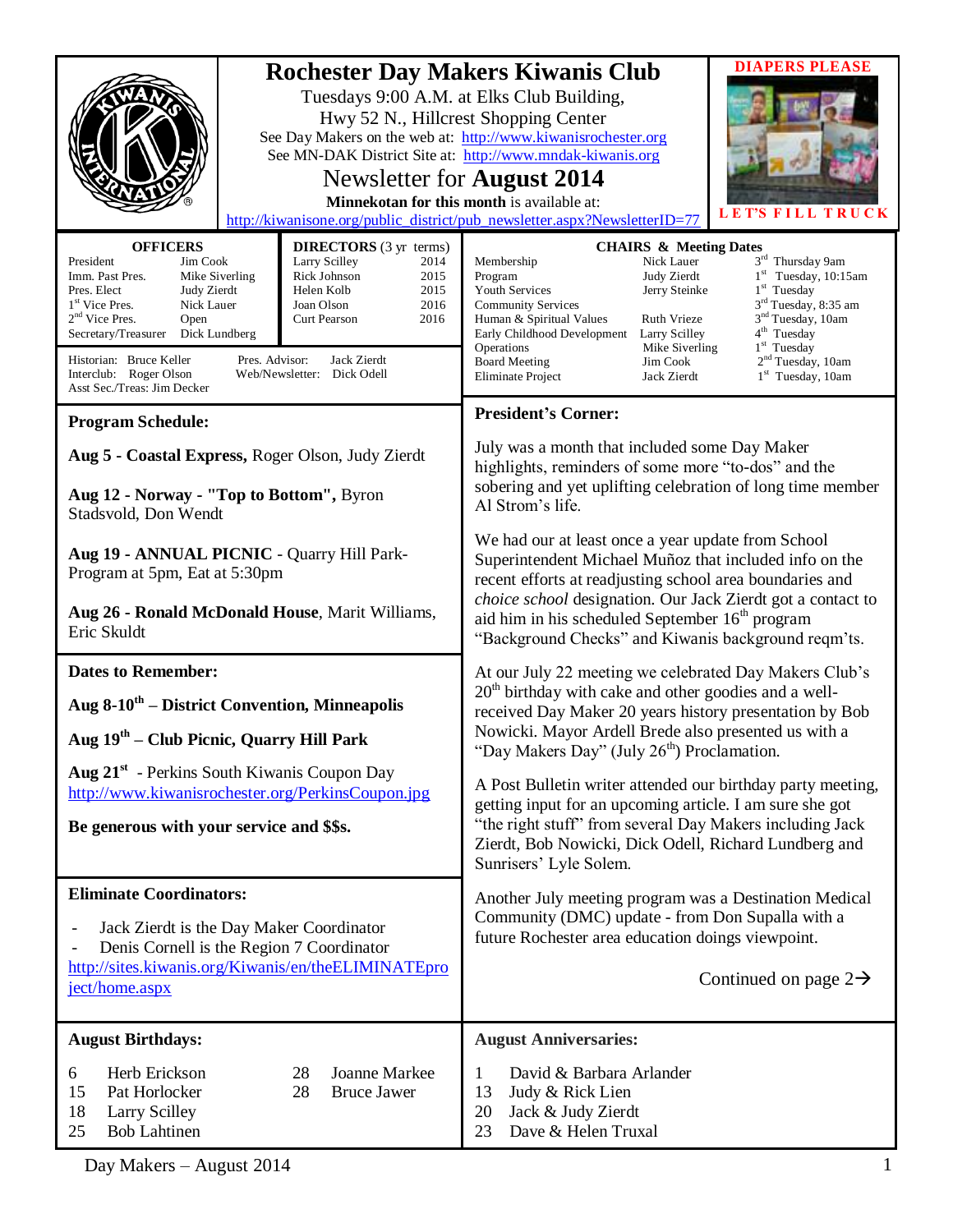# Rochester Day Makers Kiwanis Club

Tuesdays 9:00 A.M. at Elks Club Building,
Hwy 52 N., Hillcrest Shopping Center

See Day Makers on the web at: http://www.kiwanisrochester.org
See MN-DAK District Site at: http://www.mndak-kiwanis.org

## Newsletter for August 2014

**Minnekotan for this month** is available at:
http://kiwanisone.org/public_district/pub_newsletter.aspx?NewsletterID=77

**DIAPERS PLEASE**

**LET'S FILL TRUCK**

### OFFICERS

| Office | Name |
|---|---|
| President | Jim Cook |
| Imm. Past Pres. | Mike Siverling |
| Pres. Elect | Judy Zierdt |
| 1st Vice Pres. | Nick Lauer |
| 2nd Vice Pres. | Open |
| Secretary/Treasurer | Dick Lundberg |

### DIRECTORS (3 yr terms)

| Name | Term |
|---|---|
| Larry Scilley | 2014 |
| Rick Johnson | 2015 |
| Helen Kolb | 2015 |
| Joan Olson | 2016 |
| Curt Pearson | 2016 |

Historian: Bruce Keller
Interclub: Roger Olson
Asst Sec./Treas: Jim Decker
Pres. Advisor: Jack Zierdt
Web/Newsletter: Dick Odell

### CHAIRS & Meeting Dates

| Chair | Name | Meeting Date |
|---|---|---|
| Membership | Nick Lauer | 3rd Thursday 9am |
| Program | Judy Zierdt | 1st Tuesday, 10:15am |
| Youth Services | Jerry Steinke | 1st Tuesday |
| Community Services | | 3rd Tuesday, 8:35 am |
| Human & Spiritual Values | Ruth Vrieze | 3rd Tuesday, 10am |
| Early Childhood Development | Larry Scilley | 4th Tuesday |
| Operations | Mike Siverling | 1st Tuesday |
| Board Meeting | Jim Cook | 2nd Tuesday, 10am |
| Eliminate Project | Jack Zierdt | 1st Tuesday, 10am |

### Program Schedule:

**Aug 5 - Coastal Express,** Roger Olson, Judy Zierdt

**Aug 12 - Norway - "Top to Bottom",** Byron Stadsvold, Don Wendt

**Aug 19 - ANNUAL PICNIC** - Quarry Hill Park-Program at 5pm, Eat at 5:30pm

**Aug 26 - Ronald McDonald House**, Marit Williams, Eric Skuldt

### Dates to Remember:

**Aug 8-10th – District Convention, Minneapolis**

**Aug 19th – Club Picnic, Quarry Hill Park**

**Aug 21st** - Perkins South Kiwanis Coupon Day
http://www.kiwanisrochester.org/PerkinsCoupon.jpg

**Be generous with your service and $$s.**

### Eliminate Coordinators:

- Jack Zierdt is the Day Maker Coordinator
- Denis Cornell is the Region 7 Coordinator

http://sites.kiwanis.org/Kiwanis/en/theELIMINATEproject/home.aspx

### President's Corner:

July was a month that included some Day Maker highlights, reminders of some more "to-dos" and the sobering and yet uplifting celebration of long time member Al Strom's life.

We had our at least once a year update from School Superintendent Michael Muñoz that included info on the recent efforts at readjusting school area boundaries and *choice school* designation. Our Jack Zierdt got a contact to aid him in his scheduled September 16th program "Background Checks" and Kiwanis background reqm'ts.

At our July 22 meeting we celebrated Day Makers Club's 20th birthday with cake and other goodies and a well-received Day Maker 20 years history presentation by Bob Nowicki. Mayor Ardell Brede also presented us with a "Day Makers Day" (July 26th) Proclamation.

A Post Bulletin writer attended our birthday party meeting, getting input for an upcoming article. I am sure she got "the right stuff" from several Day Makers including Jack Zierdt, Bob Nowicki, Dick Odell, Richard Lundberg and Sunrisers' Lyle Solem.

Another July meeting program was a Destination Medical Community (DMC) update - from Don Supalla with a future Rochester area education doings viewpoint.

Continued on page 2→

### August Birthdays:

| Day | Name |
|---|---|
| 6 | Herb Erickson |
| 15 | Pat Horlocker |
| 18 | Larry Scilley |
| 25 | Bob Lahtinen |
| 28 | Joanne Markee |
| 28 | Bruce Jawer |

### August Anniversaries:

| Day | Names |
|---|---|
| 1 | David & Barbara Arlander |
| 13 | Judy & Rick Lien |
| 20 | Jack & Judy Zierdt |
| 23 | Dave & Helen Truxal |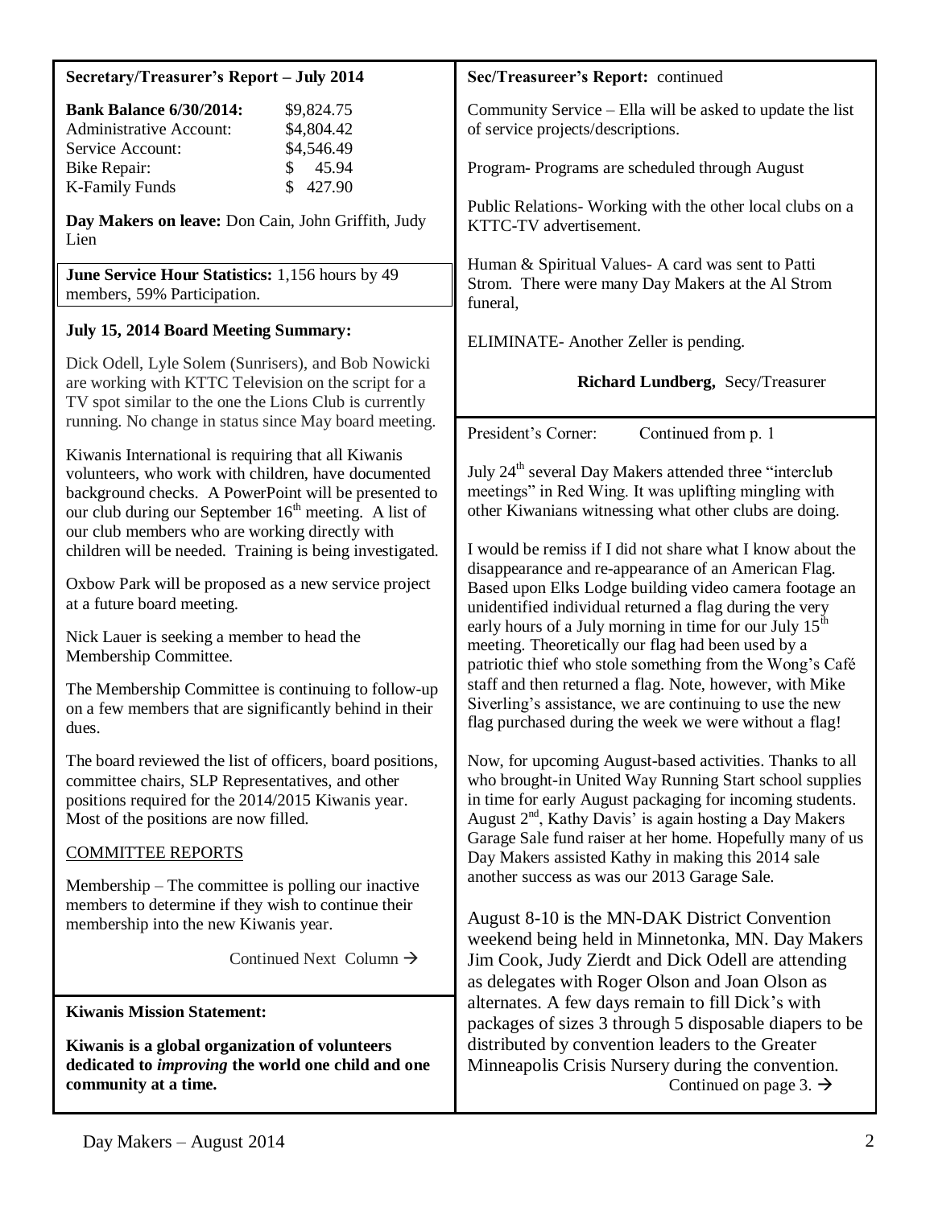**Secretary/Treasurer's Report – July 2014**

| | |
|---|---|
| **Bank Balance 6/30/2014:** | $9,824.75 |
| Administrative Account: | $4,804.42 |
| Service Account: | $4,546.49 |
| Bike Repair: | $ 45.94 |
| K-Family Funds | $ 427.90 |

**Day Makers on leave:** Don Cain, John Griffith, Judy Lien

**June Service Hour Statistics:** 1,156 hours by 49 members, 59% Participation.

**July 15, 2014 Board Meeting Summary:**

Dick Odell, Lyle Solem (Sunrisers), and Bob Nowicki are working with KTTC Television on the script for a TV spot similar to the one the Lions Club is currently running. No change in status since May board meeting.

Kiwanis International is requiring that all Kiwanis volunteers, who work with children, have documented background checks. A PowerPoint will be presented to our club during our September 16th meeting. A list of our club members who are working directly with children will be needed. Training is being investigated.

Oxbow Park will be proposed as a new service project at a future board meeting.

Nick Lauer is seeking a member to head the Membership Committee.

The Membership Committee is continuing to follow-up on a few members that are significantly behind in their dues.

The board reviewed the list of officers, board positions, committee chairs, SLP Representatives, and other positions required for the 2014/2015 Kiwanis year. Most of the positions are now filled.

COMMITTEE REPORTS

Membership – The committee is polling our inactive members to determine if they wish to continue their membership into the new Kiwanis year.

Continued Next Column →

**Sec/Treasureer's Report:** continued

Community Service – Ella will be asked to update the list of service projects/descriptions.

Program- Programs are scheduled through August

Public Relations- Working with the other local clubs on a KTTC-TV advertisement.

Human & Spiritual Values- A card was sent to Patti Strom. There were many Day Makers at the Al Strom funeral,

ELIMINATE- Another Zeller is pending.

**Richard Lundberg,** Secy/Treasurer

**Kiwanis Mission Statement:**

**Kiwanis is a global organization of volunteers dedicated to *improving* the world one child and one community at a time.**

President's Corner: Continued from p. 1

July 24th several Day Makers attended three "interclub meetings" in Red Wing. It was uplifting mingling with other Kiwanians witnessing what other clubs are doing.

I would be remiss if I did not share what I know about the disappearance and re-appearance of an American Flag. Based upon Elks Lodge building video camera footage an unidentified individual returned a flag during the very early hours of a July morning in time for our July 15th meeting. Theoretically our flag had been used by a patriotic thief who stole something from the Wong's Café staff and then returned a flag. Note, however, with Mike Siverling's assistance, we are continuing to use the new flag purchased during the week we were without a flag!

Now, for upcoming August-based activities. Thanks to all who brought-in United Way Running Start school supplies in time for early August packaging for incoming students. August 2nd, Kathy Davis' is again hosting a Day Makers Garage Sale fund raiser at her home. Hopefully many of us Day Makers assisted Kathy in making this 2014 sale another success as was our 2013 Garage Sale.

August 8-10 is the MN-DAK District Convention weekend being held in Minnetonka, MN. Day Makers Jim Cook, Judy Zierdt and Dick Odell are attending as delegates with Roger Olson and Joan Olson as alternates. A few days remain to fill Dick's with packages of sizes 3 through 5 disposable diapers to be distributed by convention leaders to the Greater Minneapolis Crisis Nursery during the convention.

Continued on page 3. →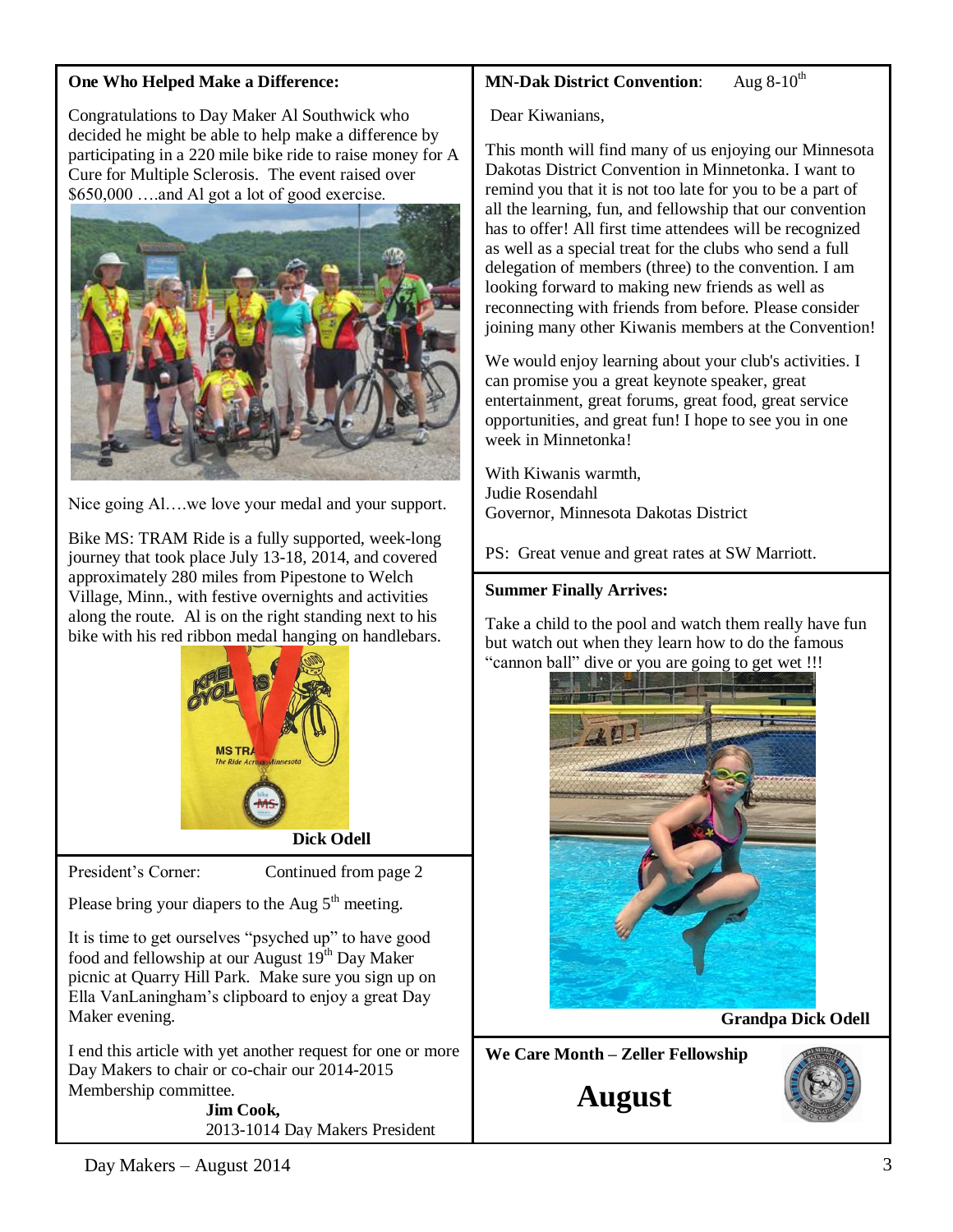**One Who Helped Make a Difference:**

Congratulations to Day Maker Al Southwick who decided he might be able to help make a difference by participating in a 220 mile bike ride to raise money for A Cure for Multiple Sclerosis. The event raised over $650,000 ….and Al got a lot of good exercise.

Nice going Al….we love your medal and your support.

Bike MS: TRAM Ride is a fully supported, week-long journey that took place July 13-18, 2014, and covered approximately 280 miles from Pipestone to Welch Village, Minn., with festive overnights and activities along the route. Al is on the right standing next to his bike with his red ribbon medal hanging on handlebars.

**Dick Odell**

President's Corner: Continued from page 2

Please bring your diapers to the Aug 5th meeting.

It is time to get ourselves "psyched up" to have good food and fellowship at our August 19th Day Maker picnic at Quarry Hill Park. Make sure you sign up on Ella VanLaningham's clipboard to enjoy a great Day Maker evening.

I end this article with yet another request for one or more Day Makers to chair or co-chair our 2014-2015 Membership committee.

**Jim Cook,**
2013-1014 Day Makers President

**MN-Dak District Convention**: Aug 8-10th

Dear Kiwanians,

This month will find many of us enjoying our Minnesota Dakotas District Convention in Minnetonka. I want to remind you that it is not too late for you to be a part of all the learning, fun, and fellowship that our convention has to offer! All first time attendees will be recognized as well as a special treat for the clubs who send a full delegation of members (three) to the convention. I am looking forward to making new friends as well as reconnecting with friends from before. Please consider joining many other Kiwanis members at the Convention!

We would enjoy learning about your club's activities. I can promise you a great keynote speaker, great entertainment, great forums, great food, great service opportunities, and great fun! I hope to see you in one week in Minnetonka!

With Kiwanis warmth,
Judie Rosendahl
Governor, Minnesota Dakotas District

PS: Great venue and great rates at SW Marriott.

**Summer Finally Arrives:**

Take a child to the pool and watch them really have fun but watch out when they learn how to do the famous "cannon ball" dive or you are going to get wet !!!

**Grandpa Dick Odell**

**We Care Month – Zeller Fellowship**

**August**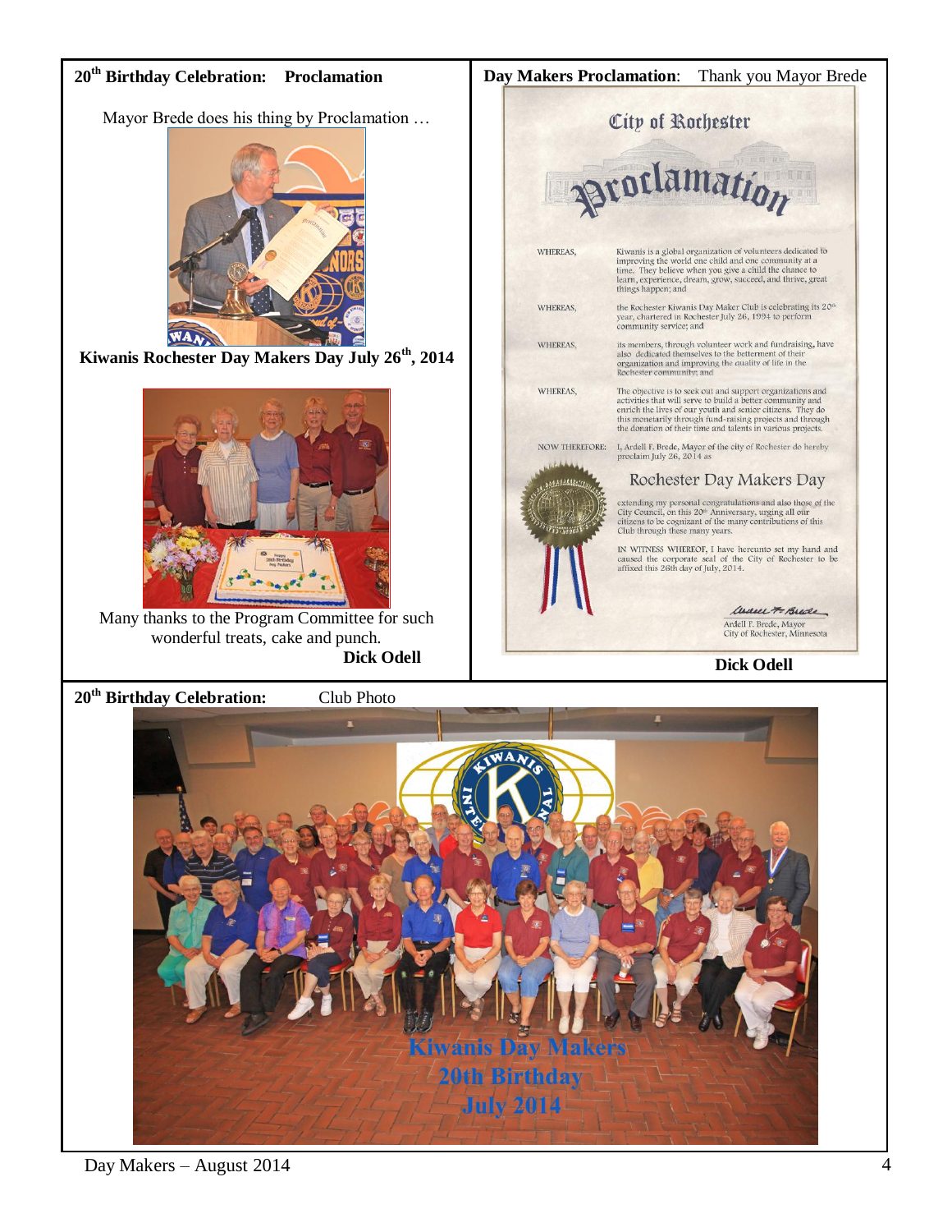**20th Birthday Celebration: Proclamation**

Mayor Brede does his thing by Proclamation …

**Kiwanis Rochester Day Makers Day July 26th, 2014**

Many thanks to the Program Committee for such wonderful treats, cake and punch.

**Dick Odell**

**Day Makers Proclamation**: Thank you Mayor Brede

City of Rochester

Proclamation

WHEREAS, Kiwanis is a global organization of volunteers dedicated to improving the world one child and one community at a time. They believe when you give a child the chance to learn, experience, dream, grow, succeed, and thrive, great things happen; and

WHEREAS, the Rochester Kiwanis Day Maker Club is celebrating its 20th year, chartered in Rochester July 26, 1994 to perform community service; and

WHEREAS, its members, through volunteer work and fundraising, have also dedicated themselves to the betterment of their organization and improving the quality of life in the Rochester community; and

WHEREAS, The objective is to seek out and support organizations and activities that will serve to build a better community and enrich the lives of our youth and senior citizens. They do this monetarily through fund-raising projects and through the donation of their time and talents in various projects.

NOW THEREFORE: I, Ardell F. Brede, Mayor of the city of Rochester do hereby proclaim July 26, 2014 as

Rochester Day Makers Day

extending my personal congratulations and also those of the City Council, on this 20th Anniversary, urging all our citizens to be cognizant of the many contributions of this Club through these many years.

IN WITNESS WHEREOF, I have hereunto set my hand and caused the corporate seal of the City of Rochester to be affixed this 26th day of July, 2014.

Ardell F. Brede, Mayor
City of Rochester, Minnesota

**Dick Odell**

**20th Birthday Celebration:** Club Photo

Kiwanis Day Makers
20th Birthday
July 2014